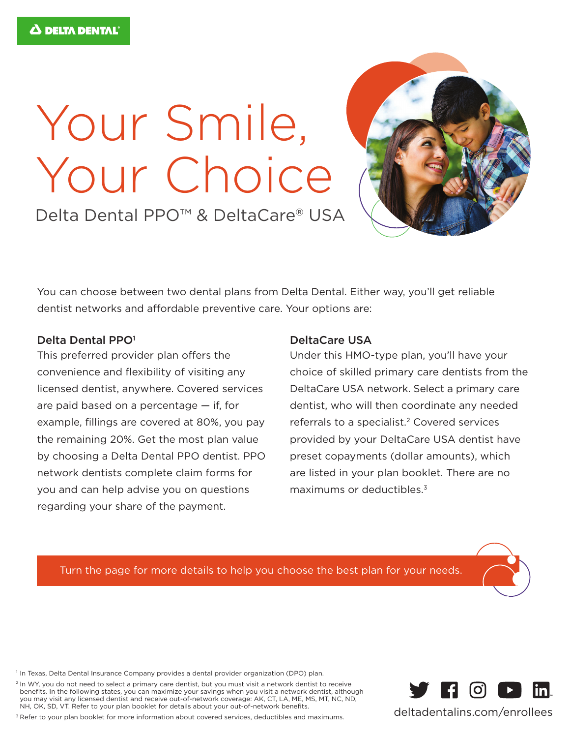DELTA DENTAL

# Your Smile, Your Choice

Delta Dental PPO™ & DeltaCare® USA

You can choose between two dental plans from Delta Dental. Either way, you'll get reliable dentist networks and affordable preventive care. Your options are:

### Delta Dental PPO[1]

This preferred provider plan offers the convenience and flexibility of visiting any licensed dentist, anywhere. Covered services are paid based on a percentage — if, for example, fillings are covered at 80%, you pay the remaining 20%. Get the most plan value by choosing a Delta Dental PPO dentist. PPO network dentists complete claim forms for you and can help advise you on questions regarding your share of the payment.

### DeltaCare USA

Under this HMO-type plan, you'll have your choice of skilled primary care dentists from the DeltaCare USA network. Select a primary care dentist, who will then coordinate any needed referrals to a specialist.[2] Covered services provided by your DeltaCare USA dentist have preset copayments (dollar amounts), which are listed in your plan booklet. There are no maximums or deductibles.[3]

Turn the page for more details to help you choose the best plan for your needs.

[1] In Texas, Delta Dental Insurance Company provides a dental provider organization (DPO) plan.

[2] In WY, you do not need to select a primary care dentist, but you must visit a network dentist to receive benefits. In the following states, you can maximize your savings when you visit a network dentist, although you may visit any licensed dentist and receive out-of-network coverage: AK, CT, LA, ME, MS, MT, NC, ND, NH, OK, SD, VT. Refer to your plan booklet for details about your out-of-network benefits.

[3] Refer to your plan booklet for more information about covered services, deductibles and maximums.

deltadentalins.com/enrollees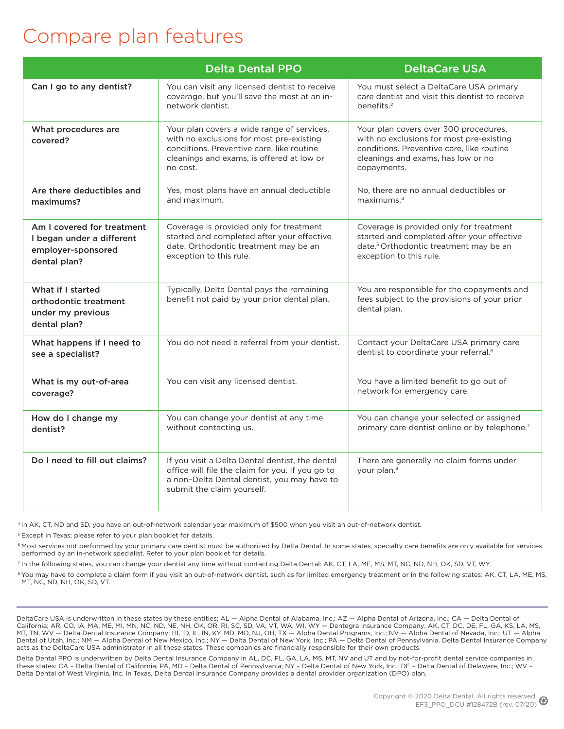# Compare plan features

| | Delta Dental PPO | DeltaCare USA |
|---|---|---|
| **Can I go to any dentist?** | You can visit any licensed dentist to receive coverage, but you'll save the most at an in-network dentist. | You must select a DeltaCare USA primary care dentist and visit this dentist to receive benefits.[2] |
| **What procedures are covered?** | Your plan covers a wide range of services, with no exclusions for most pre-existing conditions. Preventive care, like routine cleanings and exams, is offered at low or no cost. | Your plan covers over 300 procedures, with no exclusions for most pre-existing conditions. Preventive care, like routine cleanings and exams, has low or no copayments. |
| **Are there deductibles and maximums?** | Yes, most plans have an annual deductible and maximum. | No, there are no annual deductibles or maximums.[4] |
| **Am I covered for treatment I began under a different employer-sponsored dental plan?** | Coverage is provided only for treatment started and completed after your effective date. Orthodontic treatment may be an exception to this rule. | Coverage is provided only for treatment started and completed after your effective date.[5] Orthodontic treatment may be an exception to this rule. |
| **What if I started orthodontic treatment under my previous dental plan?** | Typically, Delta Dental pays the remaining benefit not paid by your prior dental plan. | You are responsible for the copayments and fees subject to the provisions of your prior dental plan. |
| **What happens if I need to see a specialist?** | You do not need a referral from your dentist. | Contact your DeltaCare USA primary care dentist to coordinate your referral.[6] |
| **What is my out-of-area coverage?** | You can visit any licensed dentist. | You have a limited benefit to go out of network for emergency care. |
| **How do I change my dentist?** | You can change your dentist at any time without contacting us. | You can change your selected or assigned primary care dentist online or by telephone.[7] |
| **Do I need to fill out claims?** | If you visit a Delta Dental dentist, the dental office will file the claim for you. If you go to a non–Delta Dental dentist, you may have to submit the claim yourself. | There are generally no claim forms under your plan.[8] |

[4] In AK, CT, ND and SD, you have an out-of-network calendar year maximum of $500 when you visit an out-of-network dentist.

[5] Except in Texas; please refer to your plan booklet for details.

[6] Most services not performed by your primary care dentist must be authorized by Delta Dental. In some states, specialty care benefits are only available for services performed by an in-network specialist. Refer to your plan booklet for details.

[7] In the following states, you can change your dentist any time without contacting Delta Dental: AK, CT, LA, ME, MS, MT, NC, ND, NH, OK, SD, VT, WY.

[8] You may have to complete a claim form if you visit an out-of-network dentist, such as for limited emergency treatment or in the following states: AK, CT, LA, ME, MS, MT, NC, ND, NH, OK, SD, VT.

DeltaCare USA is underwritten in these states by these entities: AL — Alpha Dental of Alabama, Inc.; AZ — Alpha Dental of Arizona, Inc.; CA — Delta Dental of California; AR, CO, IA, MA, ME, MI, MN, NC, ND, NE, NH, OK, OR, RI, SC, SD, VA, VT, WA, WI, WY — Dentegra Insurance Company; AK, CT, DC, DE, FL, GA, KS, LA, MS, MT, TN, WV — Delta Dental Insurance Company; HI, ID, IL, IN, KY, MD, MO, NJ, OH, TX — Alpha Dental Programs, Inc.; NV — Alpha Dental of Nevada, Inc.; UT — Alpha Dental of Utah, Inc.; NM — Alpha Dental of New Mexico, Inc.; NY — Delta Dental of New York, Inc.; PA — Delta Dental of Pennsylvania. Delta Dental Insurance Company acts as the DeltaCare USA administrator in all these states. These companies are financially responsible for their own products.

Delta Dental PPO is underwritten by Delta Dental Insurance Company in AL, DC, FL, GA, LA, MS, MT, NV and UT and by not-for-profit dental service companies in these states: CA – Delta Dental of California; PA, MD – Delta Dental of Pennsylvania; NY – Delta Dental of New York, Inc.; DE – Delta Dental of Delaware, Inc.; WV – Delta Dental of West Virginia, Inc. In Texas, Delta Dental Insurance Company provides a dental provider organization (DPO) plan.

Copyright © 2020 Delta Dental. All rights reserved.
EF3_PPO_DCU #128472B (rev. 07/20)